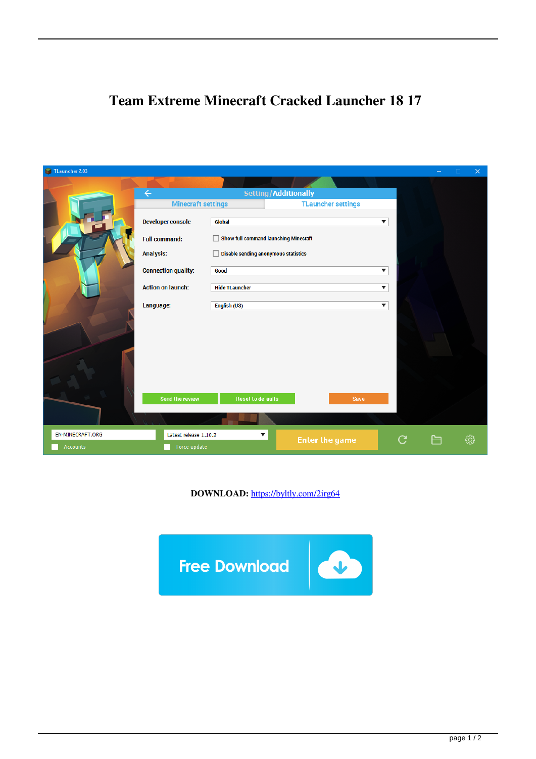# Team Extreme Minecraft Cracked Launcher 18 17

**DOWNLOAD:** https://byltly.com/2irg64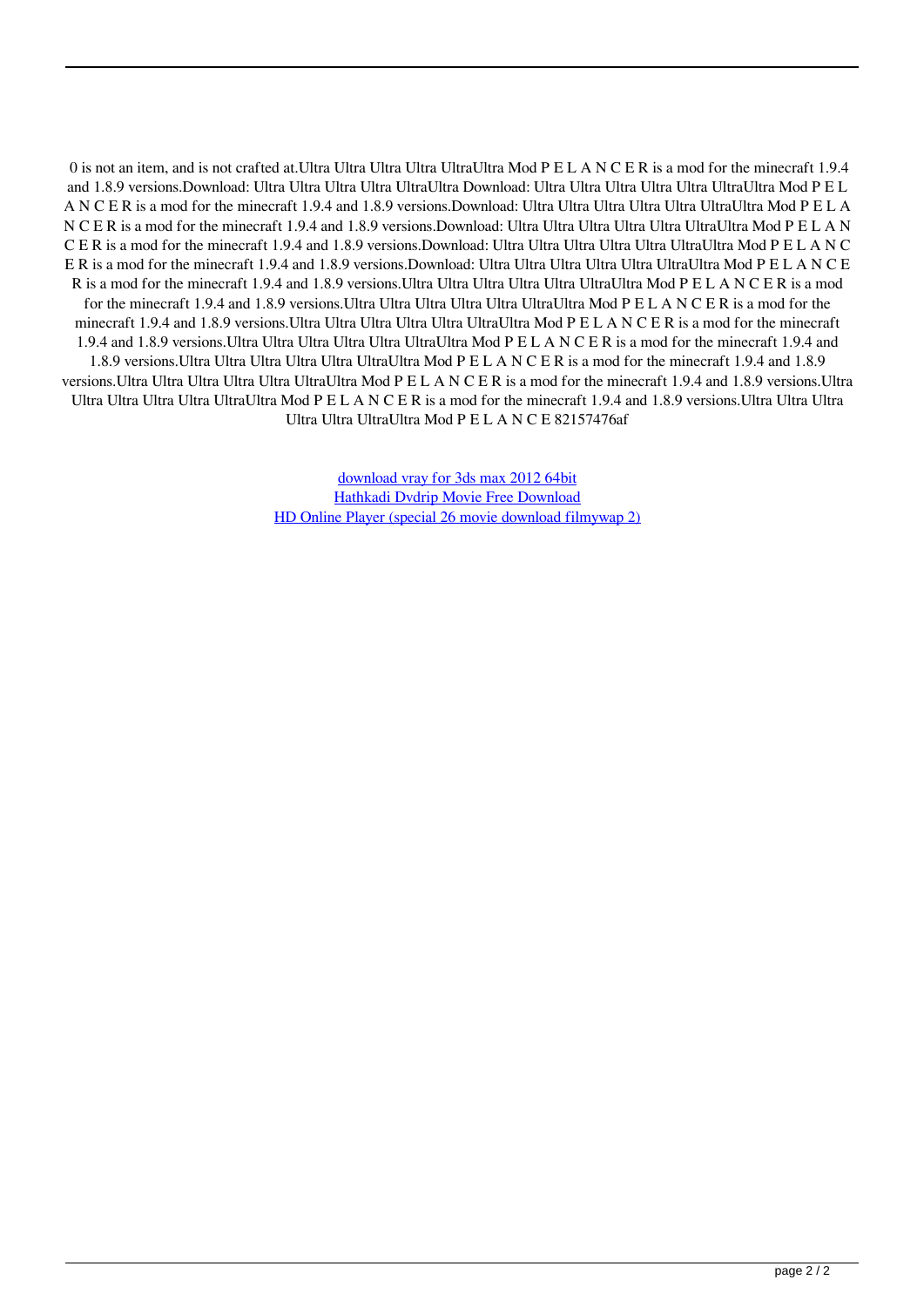0 is not an item, and is not crafted at.Ultra Ultra Ultra Ultra UltraUltra Mod P E L A N C E R is a mod for the minecraft 1.9.4 and 1.8.9 versions.Download: Ultra Ultra Ultra Ultra UltraUltra Download: Ultra Ultra Ultra Ultra Ultra UltraUltra Mod P E L A N C E R is a mod for the minecraft 1.9.4 and 1.8.9 versions.Download: Ultra Ultra Ultra Ultra Ultra UltraUltra Mod P E L A N C E R is a mod for the minecraft 1.9.4 and 1.8.9 versions.Download: Ultra Ultra Ultra Ultra Ultra UltraUltra Mod P E L A N C E R is a mod for the minecraft 1.9.4 and 1.8.9 versions.Download: Ultra Ultra Ultra Ultra Ultra UltraUltra Mod P E L A N C E R is a mod for the minecraft 1.9.4 and 1.8.9 versions.Download: Ultra Ultra Ultra Ultra Ultra UltraUltra Mod P E L A N C E R is a mod for the minecraft 1.9.4 and 1.8.9 versions.Ultra Ultra Ultra Ultra Ultra UltraUltra Mod P E L A N C E R is a mod for the minecraft 1.9.4 and 1.8.9 versions.Ultra Ultra Ultra Ultra Ultra UltraUltra Mod P E L A N C E R is a mod for the minecraft 1.9.4 and 1.8.9 versions.Ultra Ultra Ultra Ultra Ultra UltraUltra Mod P E L A N C E R is a mod for the minecraft 1.9.4 and 1.8.9 versions.Ultra Ultra Ultra Ultra Ultra UltraUltra Mod P E L A N C E R is a mod for the minecraft 1.9.4 and 1.8.9 versions.Ultra Ultra Ultra Ultra Ultra UltraUltra Mod P E L A N C E R is a mod for the minecraft 1.9.4 and 1.8.9 versions.Ultra Ultra Ultra Ultra Ultra UltraUltra Mod P E L A N C E R is a mod for the minecraft 1.9.4 and 1.8.9 versions.Ultra Ultra Ultra Ultra Ultra UltraUltra Mod P E L A N C E R is a mod for the minecraft 1.9.4 and 1.8.9 versions.Ultra Ultra Ultra Ultra Ultra UltraUltra Mod P E L A N C E 82157476af

[download vray for 3ds max 2012 64bit]
[Hathkadi Dvdrip Movie Free Download]
[HD Online Player (special 26 movie download filmywap 2)]